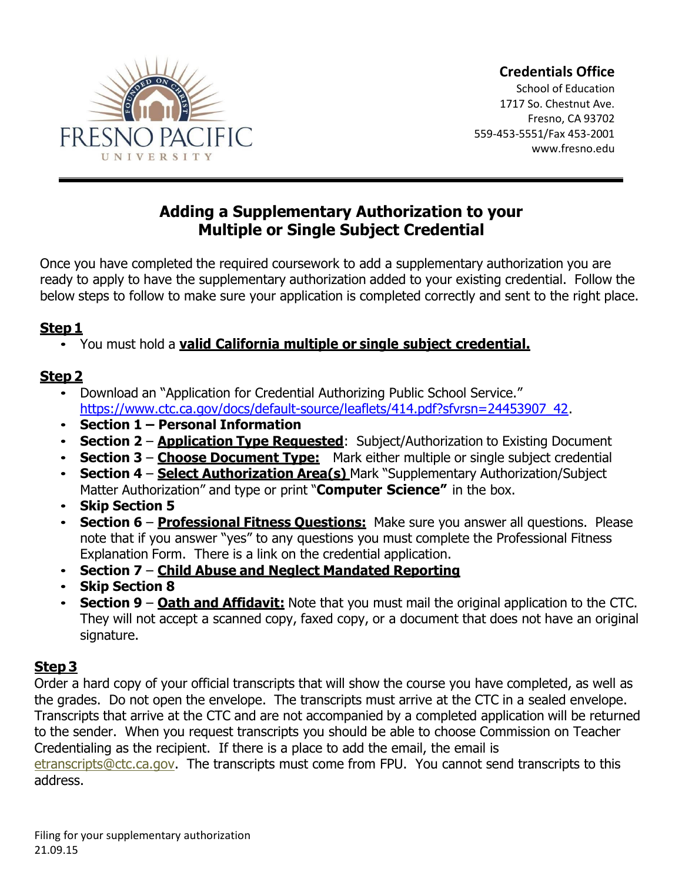**Credentials Office**
School of Education
1717 So. Chestnut Ave.
Fresno, CA 93702
559-453-5551/Fax 453-2001
www.fresno.edu

# Adding a Supplementary Authorization to your Multiple or Single Subject Credential

Once you have completed the required coursework to add a supplementary authorization you are ready to apply to have the supplementary authorization added to your existing credential. Follow the below steps to follow to make sure your application is completed correctly and sent to the right place.

## Step 1

- You must hold a **valid California multiple or single subject credential.**

## Step 2

- Download an "Application for Credential Authorizing Public School Service." https://www.ctc.ca.gov/docs/default-source/leaflets/414.pdf?sfvrsn=24453907_42.
- **Section 1 – Personal Information**
- **Section 2** – **Application Type Requested**: Subject/Authorization to Existing Document
- **Section 3** – **Choose Document Type:** Mark either multiple or single subject credential
- **Section 4** – **Select Authorization Area(s)** Mark "Supplementary Authorization/Subject Matter Authorization" and type or print "**Computer Science"** in the box.
- **Skip Section 5**
- **Section 6** – **Professional Fitness Questions:** Make sure you answer all questions. Please note that if you answer "yes" to any questions you must complete the Professional Fitness Explanation Form. There is a link on the credential application.
- **Section 7** – **Child Abuse and Neglect Mandated Reporting**
- **Skip Section 8**
- **Section 9** – **Oath and Affidavit:** Note that you must mail the original application to the CTC. They will not accept a scanned copy, faxed copy, or a document that does not have an original signature.

## Step 3

Order a hard copy of your official transcripts that will show the course you have completed, as well as the grades. Do not open the envelope. The transcripts must arrive at the CTC in a sealed envelope. Transcripts that arrive at the CTC and are not accompanied by a completed application will be returned to the sender. When you request transcripts you should be able to choose Commission on Teacher Credentialing as the recipient. If there is a place to add the email, the email is etranscripts@ctc.ca.gov. The transcripts must come from FPU. You cannot send transcripts to this address.

Filing for your supplementary authorization
21.09.15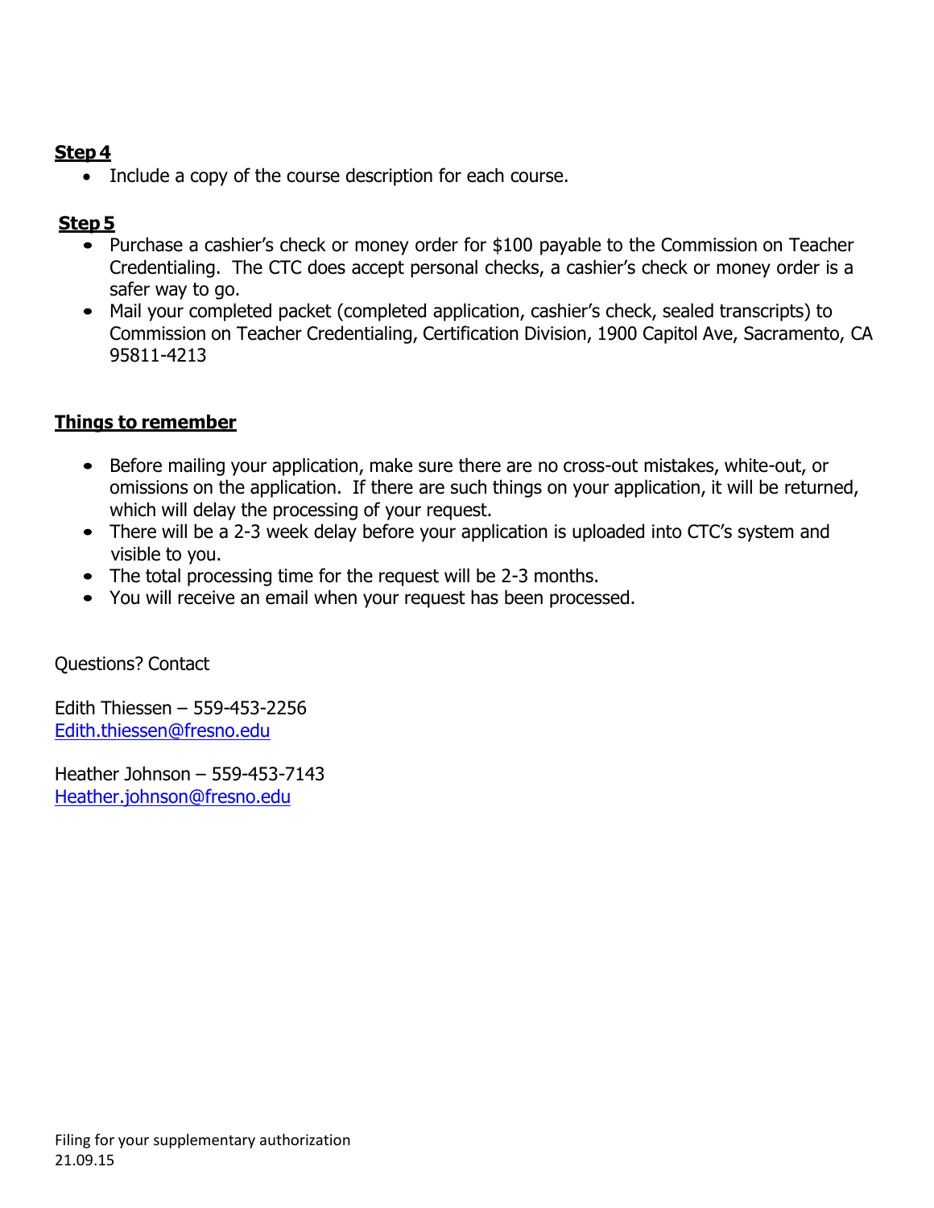**Step 4**

- Include a copy of the course description for each course.

**Step 5**

- Purchase a cashier's check or money order for $100 payable to the Commission on Teacher Credentialing. The CTC does accept personal checks, a cashier's check or money order is a safer way to go.
- Mail your completed packet (completed application, cashier's check, sealed transcripts) to Commission on Teacher Credentialing, Certification Division, 1900 Capitol Ave, Sacramento, CA 95811-4213

**Things to remember**

- Before mailing your application, make sure there are no cross-out mistakes, white-out, or omissions on the application. If there are such things on your application, it will be returned, which will delay the processing of your request.
- There will be a 2-3 week delay before your application is uploaded into CTC's system and visible to you.
- The total processing time for the request will be 2-3 months.
- You will receive an email when your request has been processed.

Questions? Contact

Edith Thiessen – 559-453-2256
Edith.thiessen@fresno.edu

Heather Johnson – 559-453-7143
Heather.johnson@fresno.edu

Filing for your supplementary authorization
21.09.15